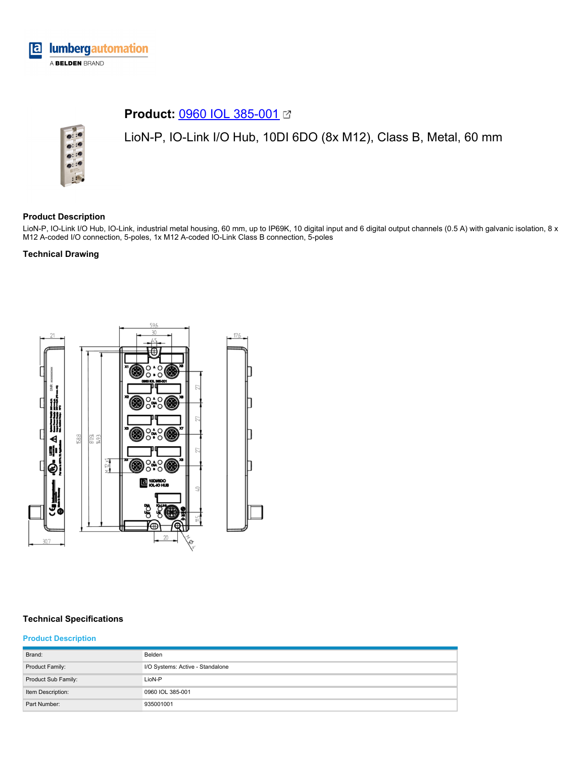**Product:** 0960 IOL 385-001

LioN-P, IO-Link I/O Hub, 10DI 6DO (8x M12), Class B, Metal, 60 mm

## Product Description

LioN-P, IO-Link I/O Hub, IO-Link, industrial metal housing, 60 mm, up to IP69K, 10 digital input and 6 digital output channels (0.5 A) with galvanic isolation, 8 x M12 A-coded I/O connection, 5-poles, 1x M12 A-coded IO-Link Class B connection, 5-poles

## Technical Drawing

## Technical Specifications

### Product Description

| | |
|---|---|
| Brand: | Belden |
| Product Family: | I/O Systems: Active - Standalone |
| Product Sub Family: | LioN-P |
| Item Description: | 0960 IOL 385-001 |
| Part Number: | 935001001 |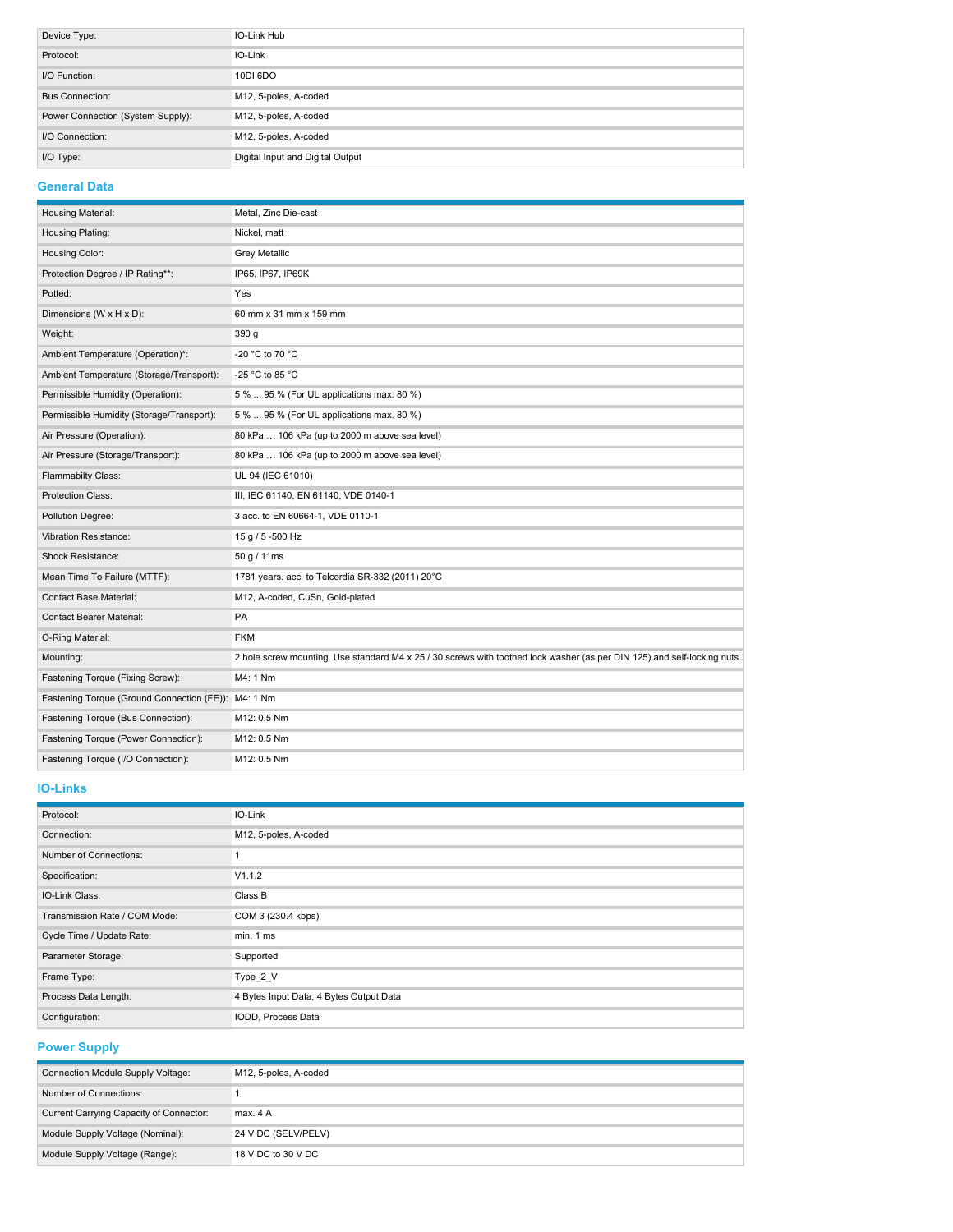| | |
|---|---|
| Device Type: | IO-Link Hub |
| Protocol: | IO-Link |
| I/O Function: | 10DI 6DO |
| Bus Connection: | M12, 5-poles, A-coded |
| Power Connection (System Supply): | M12, 5-poles, A-coded |
| I/O Connection: | M12, 5-poles, A-coded |
| I/O Type: | Digital Input and Digital Output |

## General Data

| | |
|---|---|
| Housing Material: | Metal, Zinc Die-cast |
| Housing Plating: | Nickel, matt |
| Housing Color: | Grey Metallic |
| Protection Degree / IP Rating**: | IP65, IP67, IP69K |
| Potted: | Yes |
| Dimensions (W x H x D): | 60 mm x 31 mm x 159 mm |
| Weight: | 390 g |
| Ambient Temperature (Operation)*: | -20 °C to 70 °C |
| Ambient Temperature (Storage/Transport): | -25 °C to 85 °C |
| Permissible Humidity (Operation): | 5 % ... 95 % (For UL applications max. 80 %) |
| Permissible Humidity (Storage/Transport): | 5 % ... 95 % (For UL applications max. 80 %) |
| Air Pressure (Operation): | 80 kPa … 106 kPa (up to 2000 m above sea level) |
| Air Pressure (Storage/Transport): | 80 kPa … 106 kPa (up to 2000 m above sea level) |
| Flammabilty Class: | UL 94 (IEC 61010) |
| Protection Class: | III, IEC 61140, EN 61140, VDE 0140-1 |
| Pollution Degree: | 3 acc. to EN 60664-1, VDE 0110-1 |
| Vibration Resistance: | 15 g / 5 -500 Hz |
| Shock Resistance: | 50 g / 11ms |
| Mean Time To Failure (MTTF): | 1781 years. acc. to Telcordia SR-332 (2011) 20°C |
| Contact Base Material: | M12, A-coded, CuSn, Gold-plated |
| Contact Bearer Material: | PA |
| O-Ring Material: | FKM |
| Mounting: | 2 hole screw mounting. Use standard M4 x 25 / 30 screws with toothed lock washer (as per DIN 125) and self-locking nuts. |
| Fastening Torque (Fixing Screw): | M4: 1 Nm |
| Fastening Torque (Ground Connection (FE)): | M4: 1 Nm |
| Fastening Torque (Bus Connection): | M12: 0.5 Nm |
| Fastening Torque (Power Connection): | M12: 0.5 Nm |
| Fastening Torque (I/O Connection): | M12: 0.5 Nm |

## IO-Links

| | |
|---|---|
| Protocol: | IO-Link |
| Connection: | M12, 5-poles, A-coded |
| Number of Connections: | 1 |
| Specification: | V1.1.2 |
| IO-Link Class: | Class B |
| Transmission Rate / COM Mode: | COM 3 (230.4 kbps) |
| Cycle Time / Update Rate: | min. 1 ms |
| Parameter Storage: | Supported |
| Frame Type: | Type_2_V |
| Process Data Length: | 4 Bytes Input Data, 4 Bytes Output Data |
| Configuration: | IODD, Process Data |

## Power Supply

| | |
|---|---|
| Connection Module Supply Voltage: | M12, 5-poles, A-coded |
| Number of Connections: | 1 |
| Current Carrying Capacity of Connector: | max. 4 A |
| Module Supply Voltage (Nominal): | 24 V DC (SELV/PELV) |
| Module Supply Voltage (Range): | 18 V DC to 30 V DC |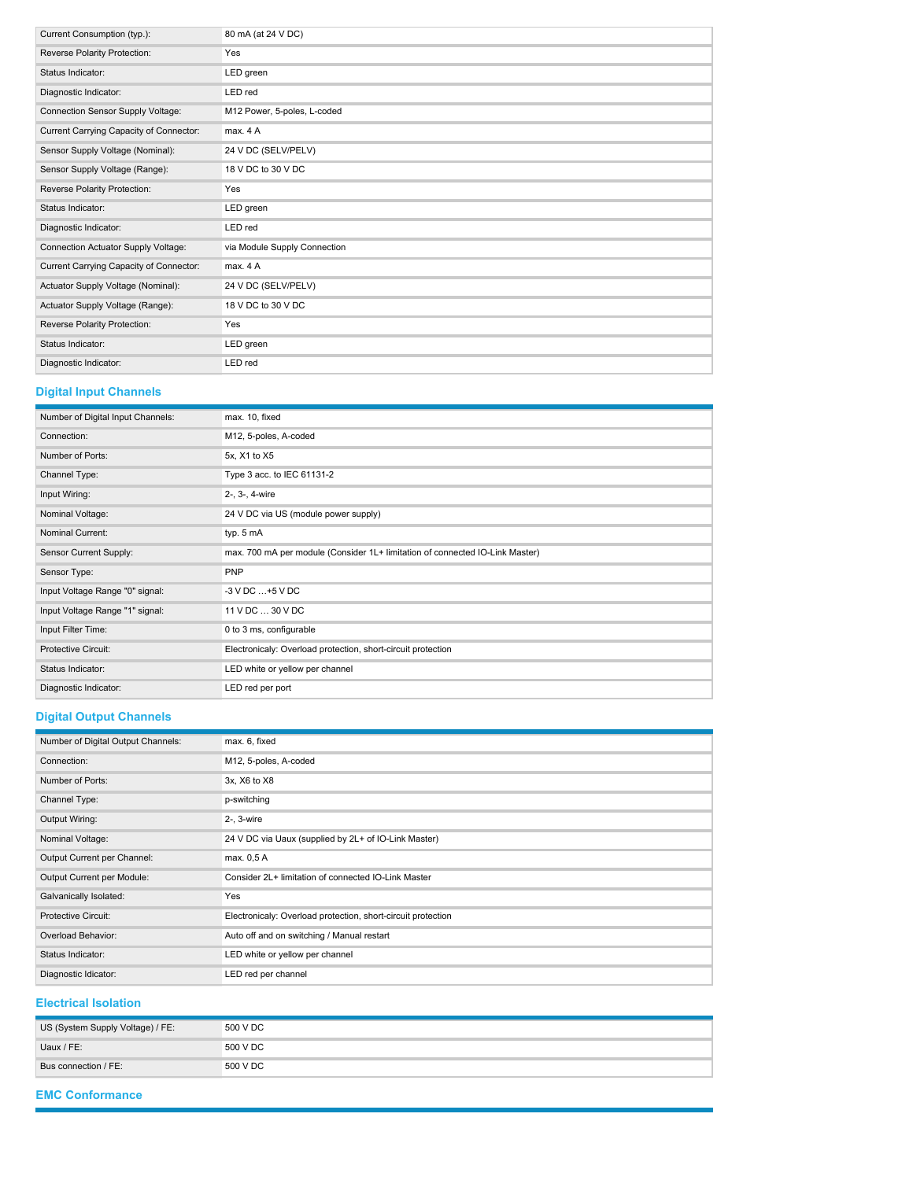| | |
|---|---|
| Current Consumption (typ.): | 80 mA (at 24 V DC) |
| Reverse Polarity Protection: | Yes |
| Status Indicator: | LED green |
| Diagnostic Indicator: | LED red |
| Connection Sensor Supply Voltage: | M12 Power, 5-poles, L-coded |
| Current Carrying Capacity of Connector: | max. 4 A |
| Sensor Supply Voltage (Nominal): | 24 V DC (SELV/PELV) |
| Sensor Supply Voltage (Range): | 18 V DC to 30 V DC |
| Reverse Polarity Protection: | Yes |
| Status Indicator: | LED green |
| Diagnostic Indicator: | LED red |
| Connection Actuator Supply Voltage: | via Module Supply Connection |
| Current Carrying Capacity of Connector: | max. 4 A |
| Actuator Supply Voltage (Nominal): | 24 V DC (SELV/PELV) |
| Actuator Supply Voltage (Range): | 18 V DC to 30 V DC |
| Reverse Polarity Protection: | Yes |
| Status Indicator: | LED green |
| Diagnostic Indicator: | LED red |

## Digital Input Channels

| | |
|---|---|
| Number of Digital Input Channels: | max. 10, fixed |
| Connection: | M12, 5-poles, A-coded |
| Number of Ports: | 5x, X1 to X5 |
| Channel Type: | Type 3 acc. to IEC 61131-2 |
| Input Wiring: | 2-, 3-, 4-wire |
| Nominal Voltage: | 24 V DC via US (module power supply) |
| Nominal Current: | typ. 5 mA |
| Sensor Current Supply: | max. 700 mA per module (Consider 1L+ limitation of connected IO-Link Master) |
| Sensor Type: | PNP |
| Input Voltage Range "0" signal: | -3 V DC …+5 V DC |
| Input Voltage Range "1" signal: | 11 V DC … 30 V DC |
| Input Filter Time: | 0 to 3 ms, configurable |
| Protective Circuit: | Electronicaly: Overload protection, short-circuit protection |
| Status Indicator: | LED white or yellow per channel |
| Diagnostic Indicator: | LED red per port |

## Digital Output Channels

| | |
|---|---|
| Number of Digital Output Channels: | max. 6, fixed |
| Connection: | M12, 5-poles, A-coded |
| Number of Ports: | 3x, X6 to X8 |
| Channel Type: | p-switching |
| Output Wiring: | 2-, 3-wire |
| Nominal Voltage: | 24 V DC via Uaux (supplied by 2L+ of IO-Link Master) |
| Output Current per Channel: | max. 0,5 A |
| Output Current per Module: | Consider 2L+ limitation of connected IO-Link Master |
| Galvanically Isolated: | Yes |
| Protective Circuit: | Electronicaly: Overload protection, short-circuit protection |
| Overload Behavior: | Auto off and on switching / Manual restart |
| Status Indicator: | LED white or yellow per channel |
| Diagnostic Idicator: | LED red per channel |

## Electrical Isolation

| | |
|---|---|
| US (System Supply Voltage) / FE: | 500 V DC |
| Uaux / FE: | 500 V DC |
| Bus connection / FE: | 500 V DC |

## EMC Conformance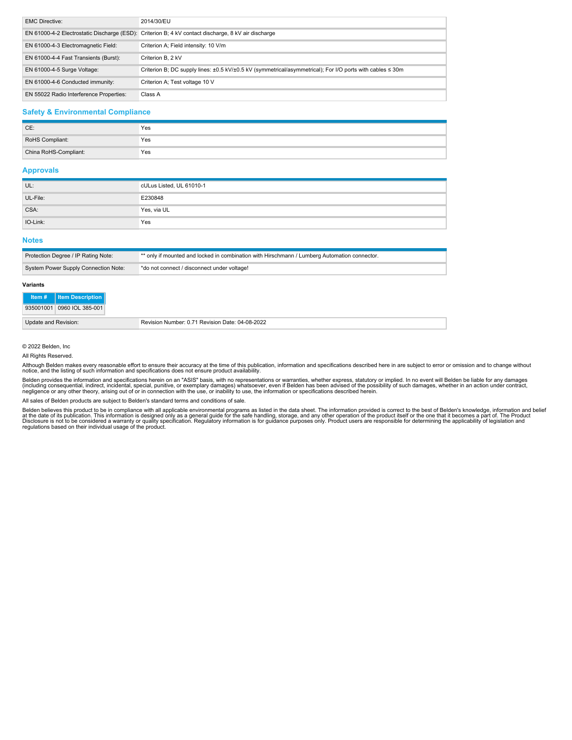| | |
|---|---|
| EMC Directive: | 2014/30/EU |
| EN 61000-4-2 Electrostatic Discharge (ESD): | Criterion B; 4 kV contact discharge, 8 kV air discharge |
| EN 61000-4-3 Electromagnetic Field: | Criterion A; Field intensity: 10 V/m |
| EN 61000-4-4 Fast Transients (Burst): | Criterion B, 2 kV |
| EN 61000-4-5 Surge Voltage: | Criterion B; DC supply lines: ±0.5 kV/±0.5 kV (symmetrical/asymmetrical); For I/O ports with cables ≤ 30m |
| EN 61000-4-6 Conducted immunity: | Criterion A; Test voltage 10 V |
| EN 55022 Radio Interference Properties: | Class A |

## Safety & Environmental Compliance

| | |
|---|---|
| CE: | Yes |
| RoHS Compliant: | Yes |
| China RoHS-Compliant: | Yes |

## Approvals

| | |
|---|---|
| UL: | cULus Listed, UL 61010-1 |
| UL-File: | E230848 |
| CSA: | Yes, via UL |
| IO-Link: | Yes |

## Notes

| | |
|---|---|
| Protection Degree / IP Rating Note: | ** only if mounted and locked in combination with Hirschmann / Lumberg Automation connector. |
| System Power Supply Connection Note: | *do not connect / disconnect under voltage! |

**Variants**

| Item # | Item Description |
|---|---|
| 935001001 | 0960 IOL 385-001 |

| | |
|---|---|
| Update and Revision: | Revision Number: 0.71 Revision Date: 04-08-2022 |

© 2022 Belden, Inc

All Rights Reserved.

Although Belden makes every reasonable effort to ensure their accuracy at the time of this publication, information and specifications described here in are subject to error or omission and to change without notice, and the listing of such information and specifications does not ensure product availability.

Belden provides the information and specifications herein on an "ASIS" basis, with no representations or warranties, whether express, statutory or implied. In no event will Belden be liable for any damages (including consequential, indirect, incidental, special, punitive, or exemplary damages) whatsoever, even if Belden has been advised of the possibility of such damages, whether in an action under contract, negligence or any other theory, arising out of or in connection with the use, or inability to use, the information or specifications described herein.

All sales of Belden products are subject to Belden's standard terms and conditions of sale.

Belden believes this product to be in compliance with all applicable environmental programs as listed in the data sheet. The information provided is correct to the best of Belden's knowledge, information and belief at the date of its publication. This information is designed only as a general guide for the safe handling, storage, and any other operation of the product itself or the one that it becomes a part of. The Product Disclosure is not to be considered a warranty or quality specification. Regulatory information is for guidance purposes only. Product users are responsible for determining the applicability of legislation and regulations based on their individual usage of the product.